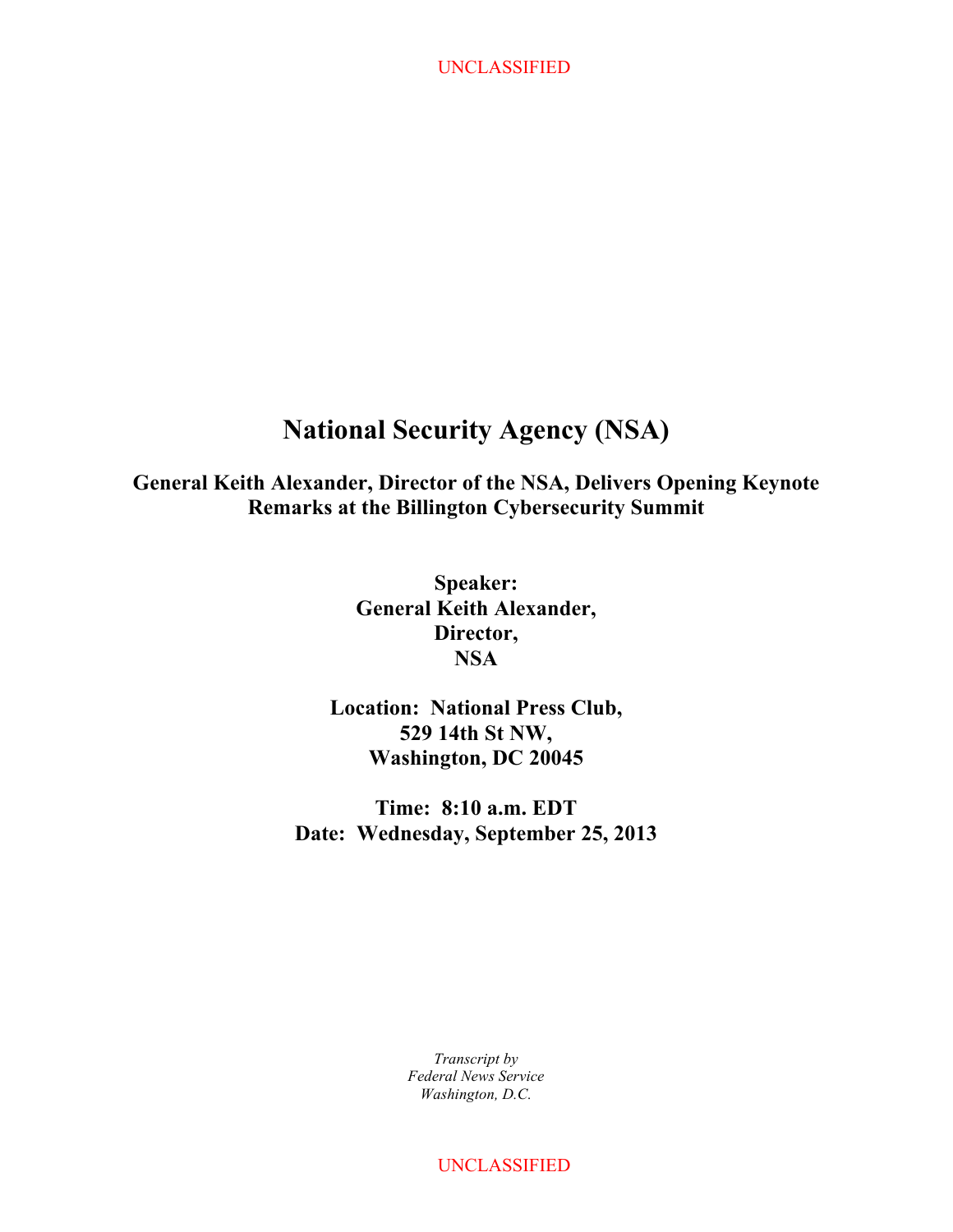UNCLASSIFIED

# National Security Agency (NSA)

## General Keith Alexander, Director of the NSA, Delivers Opening Keynote Remarks at the Billington Cybersecurity Summit

**Speaker:**
**General Keith Alexander,**
**Director,**
**NSA**

**Location: National Press Club,**
**529 14th St NW,**
**Washington, DC 20045**

**Time: 8:10 a.m. EDT**
**Date: Wednesday, September 25, 2013**

*Transcript by*
*Federal News Service*
*Washington, D.C.*

UNCLASSIFIED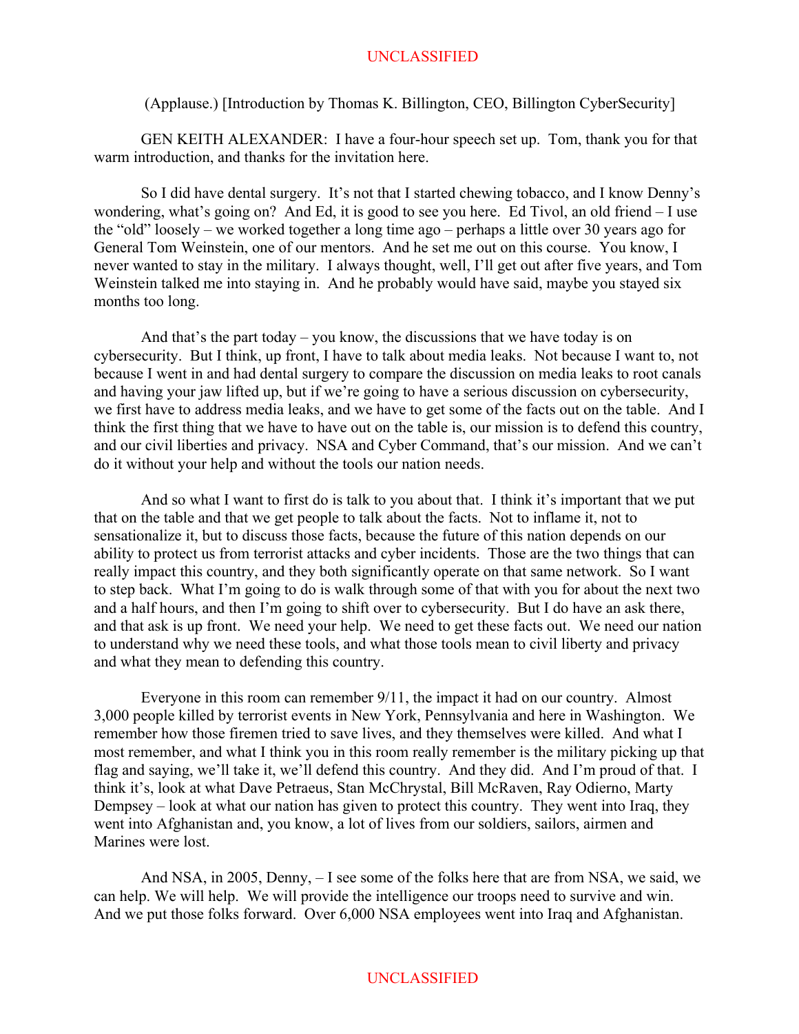(Applause.) [Introduction by Thomas K. Billington, CEO, Billington CyberSecurity]

GEN KEITH ALEXANDER: I have a four-hour speech set up. Tom, thank you for that warm introduction, and thanks for the invitation here.

So I did have dental surgery. It's not that I started chewing tobacco, and I know Denny's wondering, what's going on? And Ed, it is good to see you here. Ed Tivol, an old friend – I use the "old" loosely – we worked together a long time ago – perhaps a little over 30 years ago for General Tom Weinstein, one of our mentors. And he set me out on this course. You know, I never wanted to stay in the military. I always thought, well, I'll get out after five years, and Tom Weinstein talked me into staying in. And he probably would have said, maybe you stayed six months too long.

And that's the part today – you know, the discussions that we have today is on cybersecurity. But I think, up front, I have to talk about media leaks. Not because I want to, not because I went in and had dental surgery to compare the discussion on media leaks to root canals and having your jaw lifted up, but if we're going to have a serious discussion on cybersecurity, we first have to address media leaks, and we have to get some of the facts out on the table. And I think the first thing that we have to have out on the table is, our mission is to defend this country, and our civil liberties and privacy. NSA and Cyber Command, that's our mission. And we can't do it without your help and without the tools our nation needs.

And so what I want to first do is talk to you about that. I think it's important that we put that on the table and that we get people to talk about the facts. Not to inflame it, not to sensationalize it, but to discuss those facts, because the future of this nation depends on our ability to protect us from terrorist attacks and cyber incidents. Those are the two things that can really impact this country, and they both significantly operate on that same network. So I want to step back. What I'm going to do is walk through some of that with you for about the next two and a half hours, and then I'm going to shift over to cybersecurity. But I do have an ask there, and that ask is up front. We need your help. We need to get these facts out. We need our nation to understand why we need these tools, and what those tools mean to civil liberty and privacy and what they mean to defending this country.

Everyone in this room can remember 9/11, the impact it had on our country. Almost 3,000 people killed by terrorist events in New York, Pennsylvania and here in Washington. We remember how those firemen tried to save lives, and they themselves were killed. And what I most remember, and what I think you in this room really remember is the military picking up that flag and saying, we'll take it, we'll defend this country. And they did. And I'm proud of that. I think it's, look at what Dave Petraeus, Stan McChrystal, Bill McRaven, Ray Odierno, Marty Dempsey – look at what our nation has given to protect this country. They went into Iraq, they went into Afghanistan and, you know, a lot of lives from our soldiers, sailors, airmen and Marines were lost.

And NSA, in 2005, Denny, – I see some of the folks here that are from NSA, we said, we can help. We will help. We will provide the intelligence our troops need to survive and win. And we put those folks forward. Over 6,000 NSA employees went into Iraq and Afghanistan.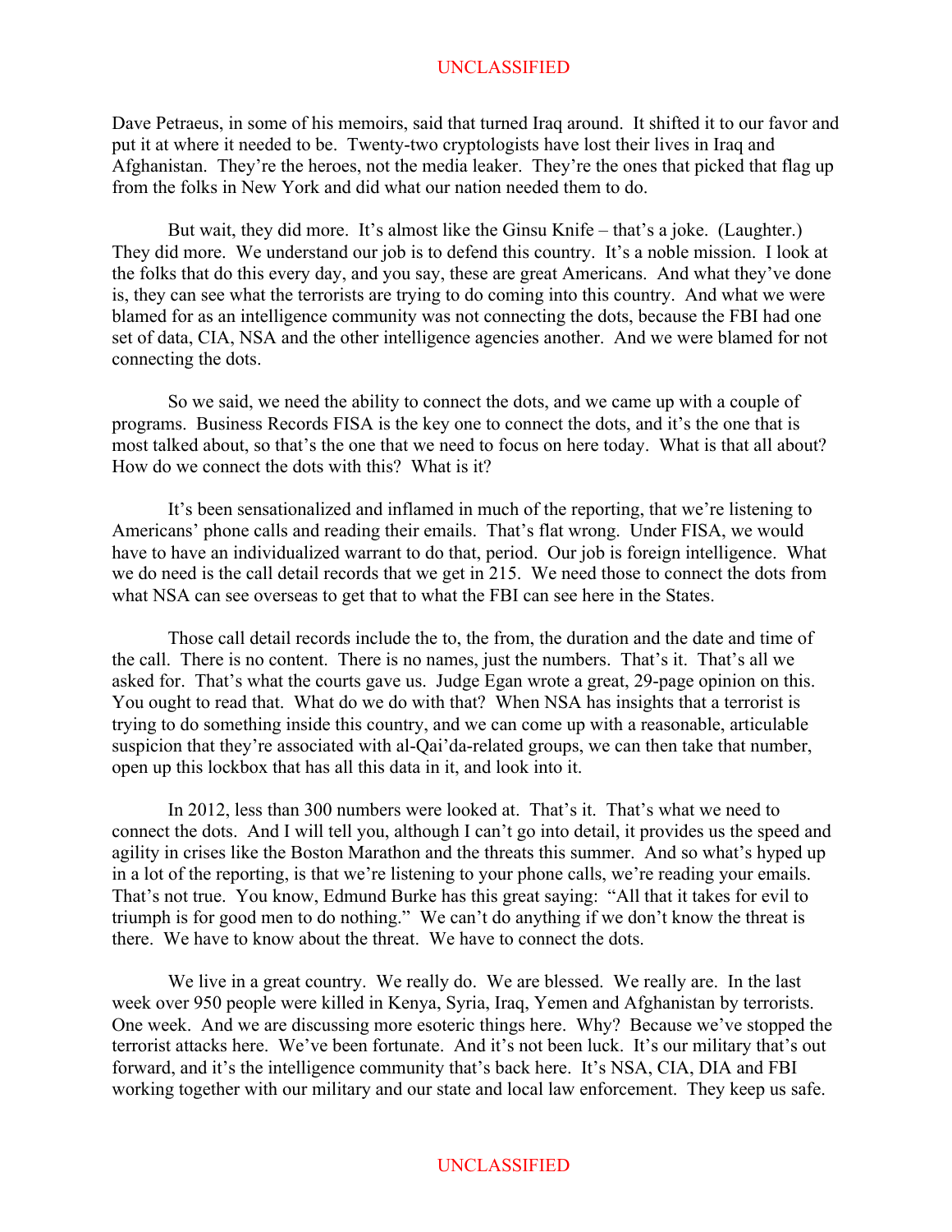Dave Petraeus, in some of his memoirs, said that turned Iraq around. It shifted it to our favor and put it at where it needed to be. Twenty-two cryptologists have lost their lives in Iraq and Afghanistan. They're the heroes, not the media leaker. They're the ones that picked that flag up from the folks in New York and did what our nation needed them to do.

But wait, they did more. It's almost like the Ginsu Knife – that's a joke. (Laughter.) They did more. We understand our job is to defend this country. It's a noble mission. I look at the folks that do this every day, and you say, these are great Americans. And what they've done is, they can see what the terrorists are trying to do coming into this country. And what we were blamed for as an intelligence community was not connecting the dots, because the FBI had one set of data, CIA, NSA and the other intelligence agencies another. And we were blamed for not connecting the dots.

So we said, we need the ability to connect the dots, and we came up with a couple of programs. Business Records FISA is the key one to connect the dots, and it's the one that is most talked about, so that's the one that we need to focus on here today. What is that all about? How do we connect the dots with this? What is it?

It's been sensationalized and inflamed in much of the reporting, that we're listening to Americans' phone calls and reading their emails. That's flat wrong. Under FISA, we would have to have an individualized warrant to do that, period. Our job is foreign intelligence. What we do need is the call detail records that we get in 215. We need those to connect the dots from what NSA can see overseas to get that to what the FBI can see here in the States.

Those call detail records include the to, the from, the duration and the date and time of the call. There is no content. There is no names, just the numbers. That's it. That's all we asked for. That's what the courts gave us. Judge Egan wrote a great, 29-page opinion on this. You ought to read that. What do we do with that? When NSA has insights that a terrorist is trying to do something inside this country, and we can come up with a reasonable, articulable suspicion that they're associated with al-Qai'da-related groups, we can then take that number, open up this lockbox that has all this data in it, and look into it.

In 2012, less than 300 numbers were looked at. That's it. That's what we need to connect the dots. And I will tell you, although I can't go into detail, it provides us the speed and agility in crises like the Boston Marathon and the threats this summer. And so what's hyped up in a lot of the reporting, is that we're listening to your phone calls, we're reading your emails. That's not true. You know, Edmund Burke has this great saying: "All that it takes for evil to triumph is for good men to do nothing." We can't do anything if we don't know the threat is there. We have to know about the threat. We have to connect the dots.

We live in a great country. We really do. We are blessed. We really are. In the last week over 950 people were killed in Kenya, Syria, Iraq, Yemen and Afghanistan by terrorists. One week. And we are discussing more esoteric things here. Why? Because we've stopped the terrorist attacks here. We've been fortunate. And it's not been luck. It's our military that's out forward, and it's the intelligence community that's back here. It's NSA, CIA, DIA and FBI working together with our military and our state and local law enforcement. They keep us safe.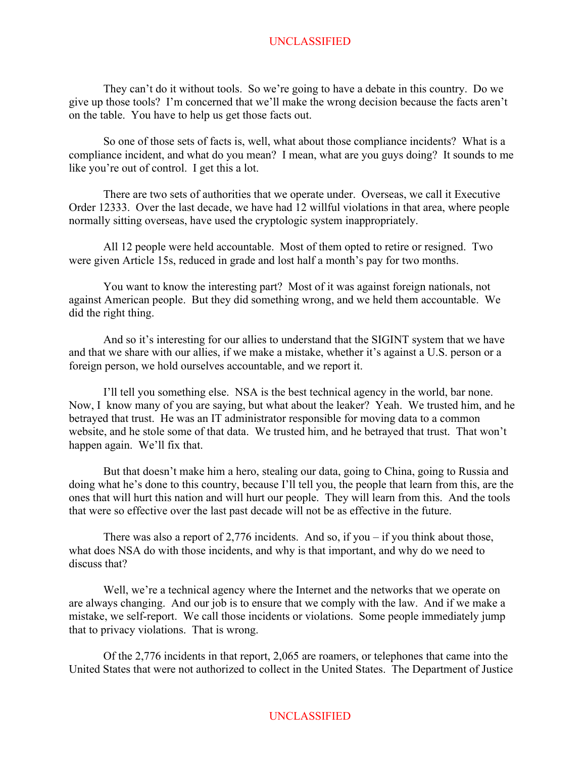They can't do it without tools. So we're going to have a debate in this country. Do we give up those tools? I'm concerned that we'll make the wrong decision because the facts aren't on the table. You have to help us get those facts out.

So one of those sets of facts is, well, what about those compliance incidents? What is a compliance incident, and what do you mean? I mean, what are you guys doing? It sounds to me like you're out of control. I get this a lot.

There are two sets of authorities that we operate under. Overseas, we call it Executive Order 12333. Over the last decade, we have had 12 willful violations in that area, where people normally sitting overseas, have used the cryptologic system inappropriately.

All 12 people were held accountable. Most of them opted to retire or resigned. Two were given Article 15s, reduced in grade and lost half a month's pay for two months.

You want to know the interesting part? Most of it was against foreign nationals, not against American people. But they did something wrong, and we held them accountable. We did the right thing.

And so it's interesting for our allies to understand that the SIGINT system that we have and that we share with our allies, if we make a mistake, whether it's against a U.S. person or a foreign person, we hold ourselves accountable, and we report it.

I'll tell you something else. NSA is the best technical agency in the world, bar none. Now, I know many of you are saying, but what about the leaker? Yeah. We trusted him, and he betrayed that trust. He was an IT administrator responsible for moving data to a common website, and he stole some of that data. We trusted him, and he betrayed that trust. That won't happen again. We'll fix that.

But that doesn't make him a hero, stealing our data, going to China, going to Russia and doing what he's done to this country, because I'll tell you, the people that learn from this, are the ones that will hurt this nation and will hurt our people. They will learn from this. And the tools that were so effective over the last past decade will not be as effective in the future.

There was also a report of 2,776 incidents. And so, if you – if you think about those, what does NSA do with those incidents, and why is that important, and why do we need to discuss that?

Well, we're a technical agency where the Internet and the networks that we operate on are always changing. And our job is to ensure that we comply with the law. And if we make a mistake, we self-report. We call those incidents or violations. Some people immediately jump that to privacy violations. That is wrong.

Of the 2,776 incidents in that report, 2,065 are roamers, or telephones that came into the United States that were not authorized to collect in the United States. The Department of Justice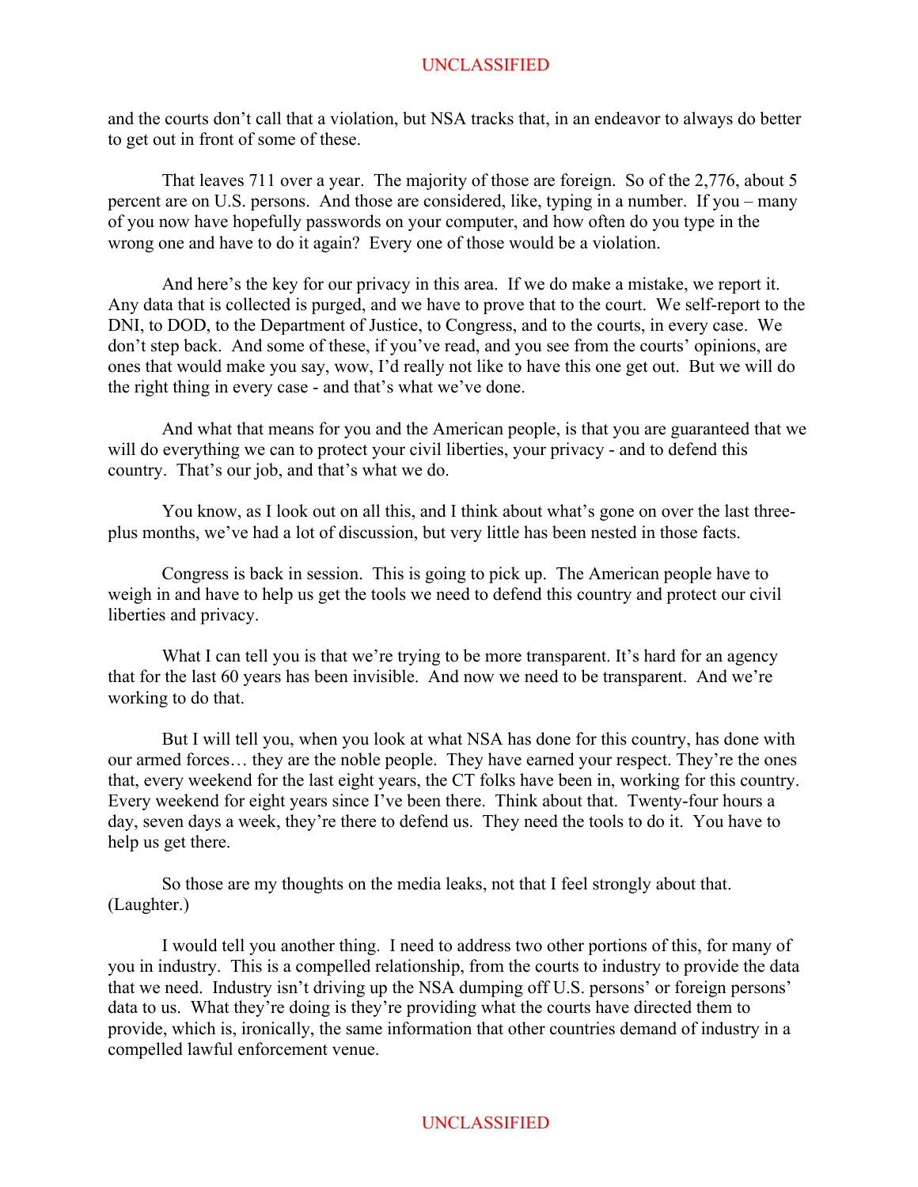and the courts don't call that a violation, but NSA tracks that, in an endeavor to always do better to get out in front of some of these.

That leaves 711 over a year. The majority of those are foreign. So of the 2,776, about 5 percent are on U.S. persons. And those are considered, like, typing in a number. If you – many of you now have hopefully passwords on your computer, and how often do you type in the wrong one and have to do it again? Every one of those would be a violation.

And here's the key for our privacy in this area. If we do make a mistake, we report it. Any data that is collected is purged, and we have to prove that to the court. We self-report to the DNI, to DOD, to the Department of Justice, to Congress, and to the courts, in every case. We don't step back. And some of these, if you've read, and you see from the courts' opinions, are ones that would make you say, wow, I'd really not like to have this one get out. But we will do the right thing in every case - and that's what we've done.

And what that means for you and the American people, is that you are guaranteed that we will do everything we can to protect your civil liberties, your privacy - and to defend this country. That's our job, and that's what we do.

You know, as I look out on all this, and I think about what's gone on over the last three-plus months, we've had a lot of discussion, but very little has been nested in those facts.

Congress is back in session. This is going to pick up. The American people have to weigh in and have to help us get the tools we need to defend this country and protect our civil liberties and privacy.

What I can tell you is that we're trying to be more transparent. It's hard for an agency that for the last 60 years has been invisible. And now we need to be transparent. And we're working to do that.

But I will tell you, when you look at what NSA has done for this country, has done with our armed forces… they are the noble people. They have earned your respect. They're the ones that, every weekend for the last eight years, the CT folks have been in, working for this country. Every weekend for eight years since I've been there. Think about that. Twenty-four hours a day, seven days a week, they're there to defend us. They need the tools to do it. You have to help us get there.

So those are my thoughts on the media leaks, not that I feel strongly about that. (Laughter.)

I would tell you another thing. I need to address two other portions of this, for many of you in industry. This is a compelled relationship, from the courts to industry to provide the data that we need. Industry isn't driving up the NSA dumping off U.S. persons' or foreign persons' data to us. What they're doing is they're providing what the courts have directed them to provide, which is, ironically, the same information that other countries demand of industry in a compelled lawful enforcement venue.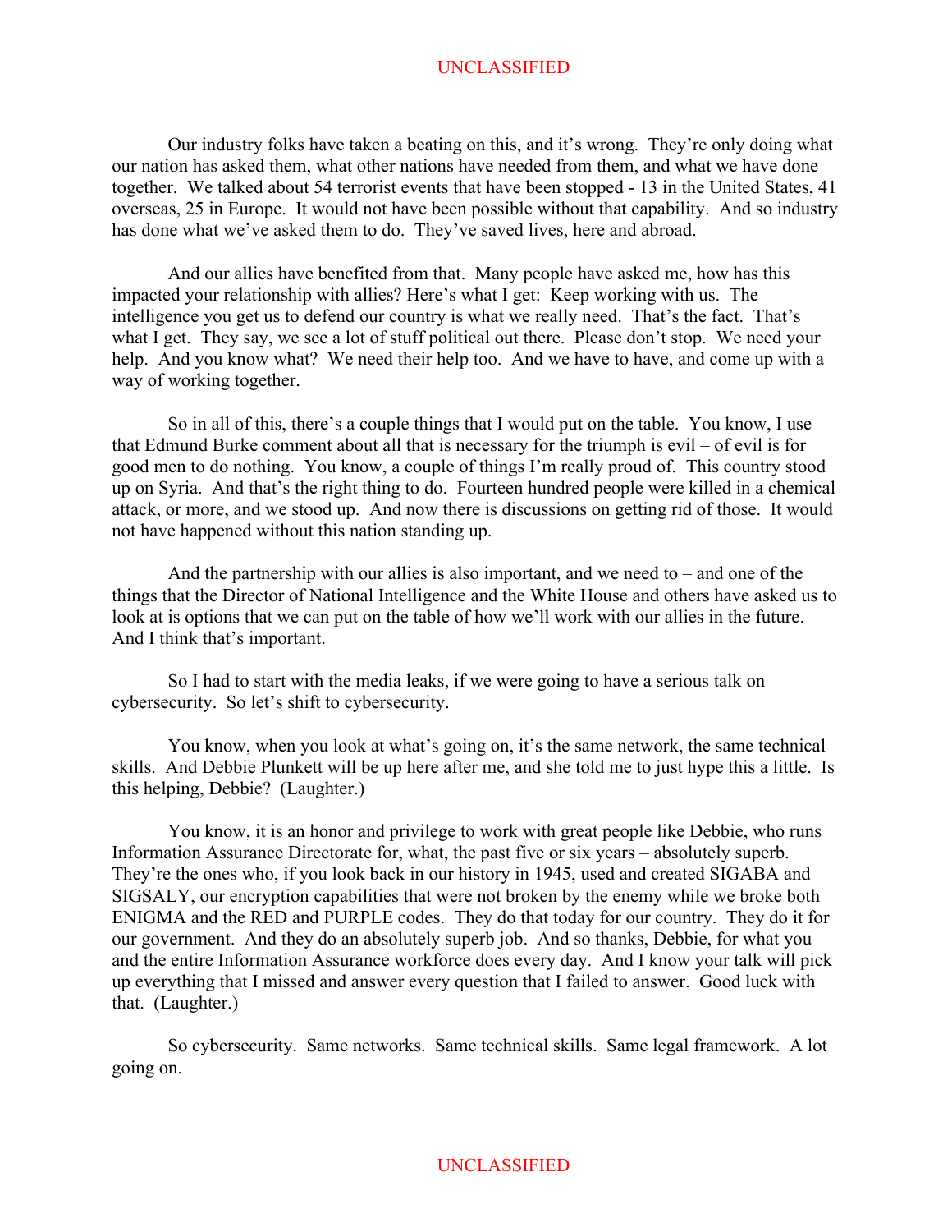Our industry folks have taken a beating on this, and it's wrong. They're only doing what our nation has asked them, what other nations have needed from them, and what we have done together. We talked about 54 terrorist events that have been stopped - 13 in the United States, 41 overseas, 25 in Europe. It would not have been possible without that capability. And so industry has done what we've asked them to do. They've saved lives, here and abroad.

And our allies have benefited from that. Many people have asked me, how has this impacted your relationship with allies? Here's what I get: Keep working with us. The intelligence you get us to defend our country is what we really need. That's the fact. That's what I get. They say, we see a lot of stuff political out there. Please don't stop. We need your help. And you know what? We need their help too. And we have to have, and come up with a way of working together.

So in all of this, there's a couple things that I would put on the table. You know, I use that Edmund Burke comment about all that is necessary for the triumph is evil – of evil is for good men to do nothing. You know, a couple of things I'm really proud of. This country stood up on Syria. And that's the right thing to do. Fourteen hundred people were killed in a chemical attack, or more, and we stood up. And now there is discussions on getting rid of those. It would not have happened without this nation standing up.

And the partnership with our allies is also important, and we need to – and one of the things that the Director of National Intelligence and the White House and others have asked us to look at is options that we can put on the table of how we'll work with our allies in the future. And I think that's important.

So I had to start with the media leaks, if we were going to have a serious talk on cybersecurity. So let's shift to cybersecurity.

You know, when you look at what's going on, it's the same network, the same technical skills. And Debbie Plunkett will be up here after me, and she told me to just hype this a little. Is this helping, Debbie? (Laughter.)

You know, it is an honor and privilege to work with great people like Debbie, who runs Information Assurance Directorate for, what, the past five or six years – absolutely superb. They're the ones who, if you look back in our history in 1945, used and created SIGABA and SIGSALY, our encryption capabilities that were not broken by the enemy while we broke both ENIGMA and the RED and PURPLE codes. They do that today for our country. They do it for our government. And they do an absolutely superb job. And so thanks, Debbie, for what you and the entire Information Assurance workforce does every day. And I know your talk will pick up everything that I missed and answer every question that I failed to answer. Good luck with that. (Laughter.)

So cybersecurity. Same networks. Same technical skills. Same legal framework. A lot going on.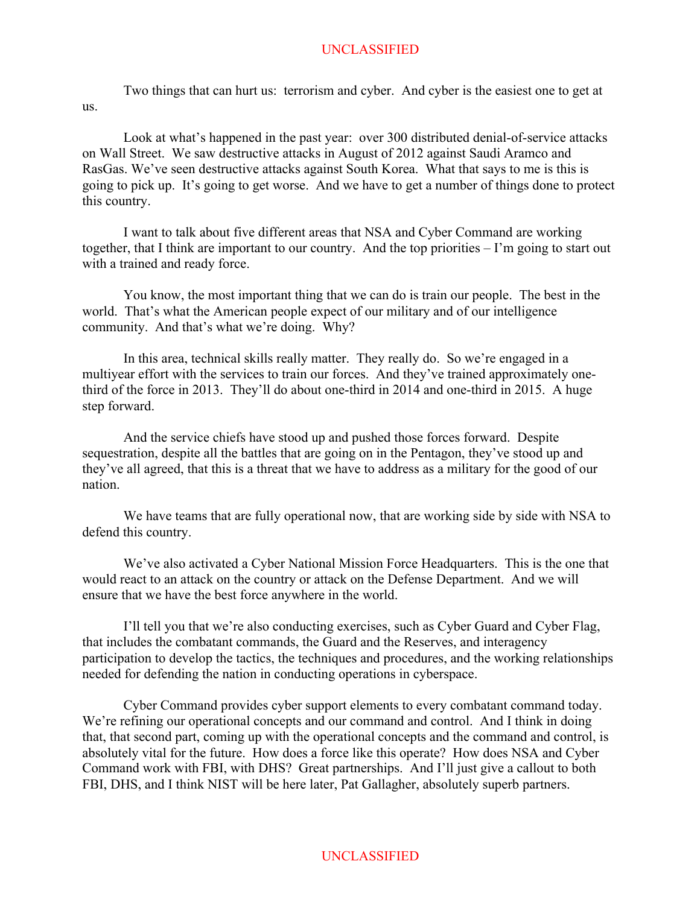Two things that can hurt us: terrorism and cyber. And cyber is the easiest one to get at us.

Look at what's happened in the past year: over 300 distributed denial-of-service attacks on Wall Street. We saw destructive attacks in August of 2012 against Saudi Aramco and RasGas. We've seen destructive attacks against South Korea. What that says to me is this is going to pick up. It's going to get worse. And we have to get a number of things done to protect this country.

I want to talk about five different areas that NSA and Cyber Command are working together, that I think are important to our country. And the top priorities – I'm going to start out with a trained and ready force.

You know, the most important thing that we can do is train our people. The best in the world. That's what the American people expect of our military and of our intelligence community. And that's what we're doing. Why?

In this area, technical skills really matter. They really do. So we're engaged in a multiyear effort with the services to train our forces. And they've trained approximately one-third of the force in 2013. They'll do about one-third in 2014 and one-third in 2015. A huge step forward.

And the service chiefs have stood up and pushed those forces forward. Despite sequestration, despite all the battles that are going on in the Pentagon, they've stood up and they've all agreed, that this is a threat that we have to address as a military for the good of our nation.

We have teams that are fully operational now, that are working side by side with NSA to defend this country.

We've also activated a Cyber National Mission Force Headquarters. This is the one that would react to an attack on the country or attack on the Defense Department. And we will ensure that we have the best force anywhere in the world.

I'll tell you that we're also conducting exercises, such as Cyber Guard and Cyber Flag, that includes the combatant commands, the Guard and the Reserves, and interagency participation to develop the tactics, the techniques and procedures, and the working relationships needed for defending the nation in conducting operations in cyberspace.

Cyber Command provides cyber support elements to every combatant command today. We're refining our operational concepts and our command and control. And I think in doing that, that second part, coming up with the operational concepts and the command and control, is absolutely vital for the future. How does a force like this operate? How does NSA and Cyber Command work with FBI, with DHS? Great partnerships. And I'll just give a callout to both FBI, DHS, and I think NIST will be here later, Pat Gallagher, absolutely superb partners.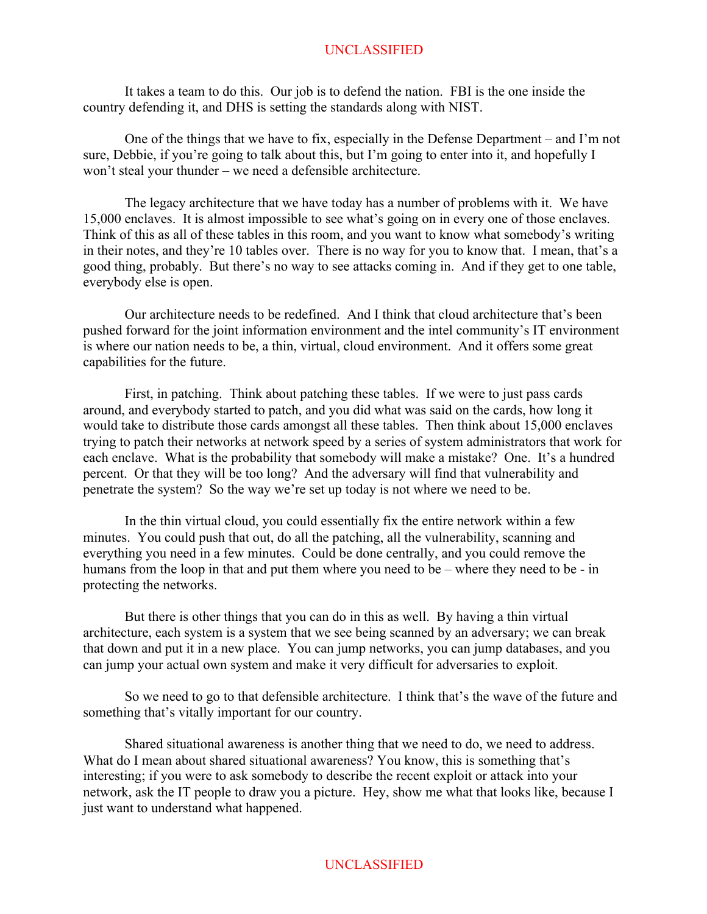It takes a team to do this. Our job is to defend the nation. FBI is the one inside the country defending it, and DHS is setting the standards along with NIST.

One of the things that we have to fix, especially in the Defense Department – and I'm not sure, Debbie, if you're going to talk about this, but I'm going to enter into it, and hopefully I won't steal your thunder – we need a defensible architecture.

The legacy architecture that we have today has a number of problems with it. We have 15,000 enclaves. It is almost impossible to see what's going on in every one of those enclaves. Think of this as all of these tables in this room, and you want to know what somebody's writing in their notes, and they're 10 tables over. There is no way for you to know that. I mean, that's a good thing, probably. But there's no way to see attacks coming in. And if they get to one table, everybody else is open.

Our architecture needs to be redefined. And I think that cloud architecture that's been pushed forward for the joint information environment and the intel community's IT environment is where our nation needs to be, a thin, virtual, cloud environment. And it offers some great capabilities for the future.

First, in patching. Think about patching these tables. If we were to just pass cards around, and everybody started to patch, and you did what was said on the cards, how long it would take to distribute those cards amongst all these tables. Then think about 15,000 enclaves trying to patch their networks at network speed by a series of system administrators that work for each enclave. What is the probability that somebody will make a mistake? One. It's a hundred percent. Or that they will be too long? And the adversary will find that vulnerability and penetrate the system? So the way we're set up today is not where we need to be.

In the thin virtual cloud, you could essentially fix the entire network within a few minutes. You could push that out, do all the patching, all the vulnerability, scanning and everything you need in a few minutes. Could be done centrally, and you could remove the humans from the loop in that and put them where you need to be – where they need to be - in protecting the networks.

But there is other things that you can do in this as well. By having a thin virtual architecture, each system is a system that we see being scanned by an adversary; we can break that down and put it in a new place. You can jump networks, you can jump databases, and you can jump your actual own system and make it very difficult for adversaries to exploit.

So we need to go to that defensible architecture. I think that's the wave of the future and something that's vitally important for our country.

Shared situational awareness is another thing that we need to do, we need to address. What do I mean about shared situational awareness? You know, this is something that's interesting; if you were to ask somebody to describe the recent exploit or attack into your network, ask the IT people to draw you a picture. Hey, show me what that looks like, because I just want to understand what happened.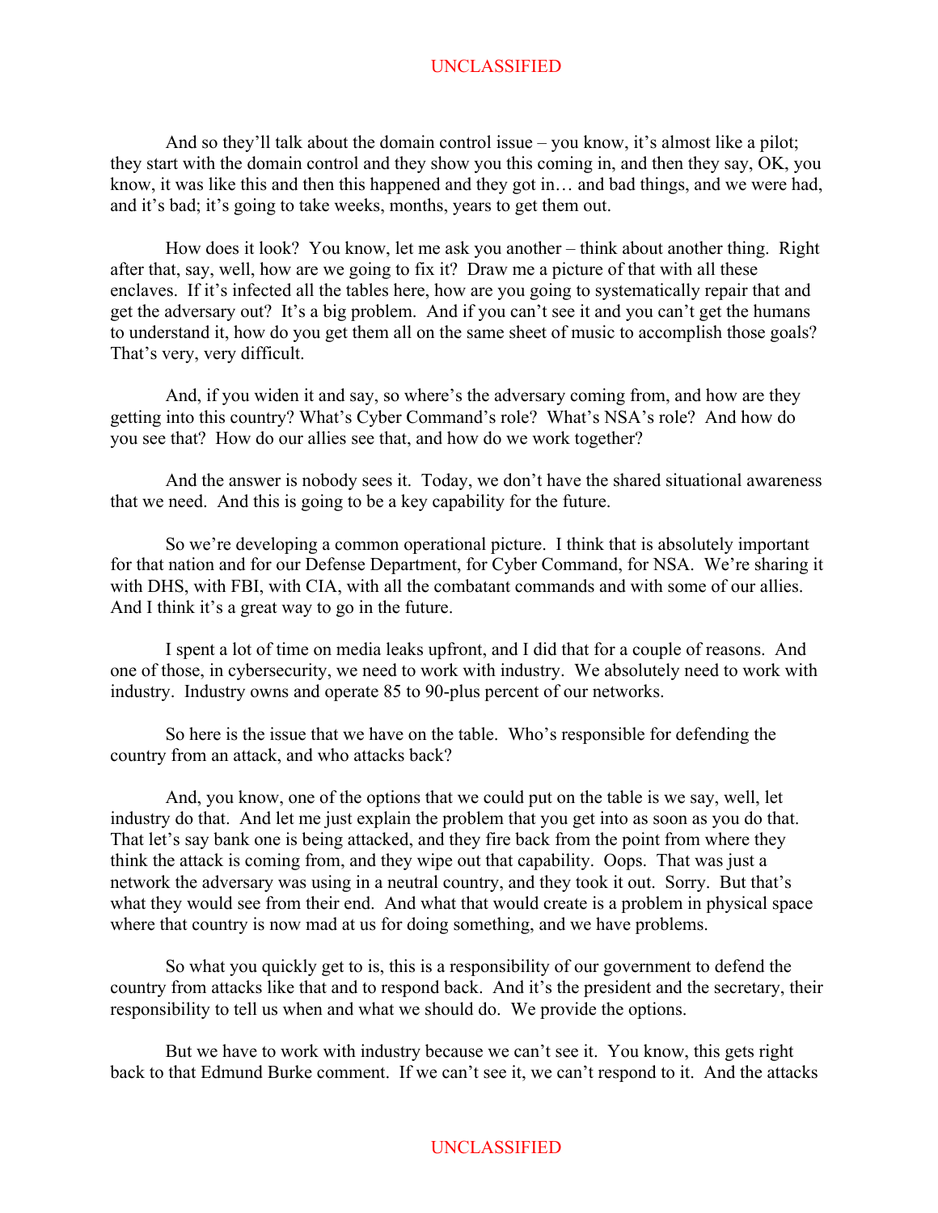And so they'll talk about the domain control issue – you know, it's almost like a pilot; they start with the domain control and they show you this coming in, and then they say, OK, you know, it was like this and then this happened and they got in… and bad things, and we were had, and it's bad; it's going to take weeks, months, years to get them out.

How does it look? You know, let me ask you another – think about another thing. Right after that, say, well, how are we going to fix it? Draw me a picture of that with all these enclaves. If it's infected all the tables here, how are you going to systematically repair that and get the adversary out? It's a big problem. And if you can't see it and you can't get the humans to understand it, how do you get them all on the same sheet of music to accomplish those goals? That's very, very difficult.

And, if you widen it and say, so where's the adversary coming from, and how are they getting into this country? What's Cyber Command's role? What's NSA's role? And how do you see that? How do our allies see that, and how do we work together?

And the answer is nobody sees it. Today, we don't have the shared situational awareness that we need. And this is going to be a key capability for the future.

So we're developing a common operational picture. I think that is absolutely important for that nation and for our Defense Department, for Cyber Command, for NSA. We're sharing it with DHS, with FBI, with CIA, with all the combatant commands and with some of our allies. And I think it's a great way to go in the future.

I spent a lot of time on media leaks upfront, and I did that for a couple of reasons. And one of those, in cybersecurity, we need to work with industry. We absolutely need to work with industry. Industry owns and operate 85 to 90-plus percent of our networks.

So here is the issue that we have on the table. Who's responsible for defending the country from an attack, and who attacks back?

And, you know, one of the options that we could put on the table is we say, well, let industry do that. And let me just explain the problem that you get into as soon as you do that. That let's say bank one is being attacked, and they fire back from the point from where they think the attack is coming from, and they wipe out that capability. Oops. That was just a network the adversary was using in a neutral country, and they took it out. Sorry. But that's what they would see from their end. And what that would create is a problem in physical space where that country is now mad at us for doing something, and we have problems.

So what you quickly get to is, this is a responsibility of our government to defend the country from attacks like that and to respond back. And it's the president and the secretary, their responsibility to tell us when and what we should do. We provide the options.

But we have to work with industry because we can't see it. You know, this gets right back to that Edmund Burke comment. If we can't see it, we can't respond to it. And the attacks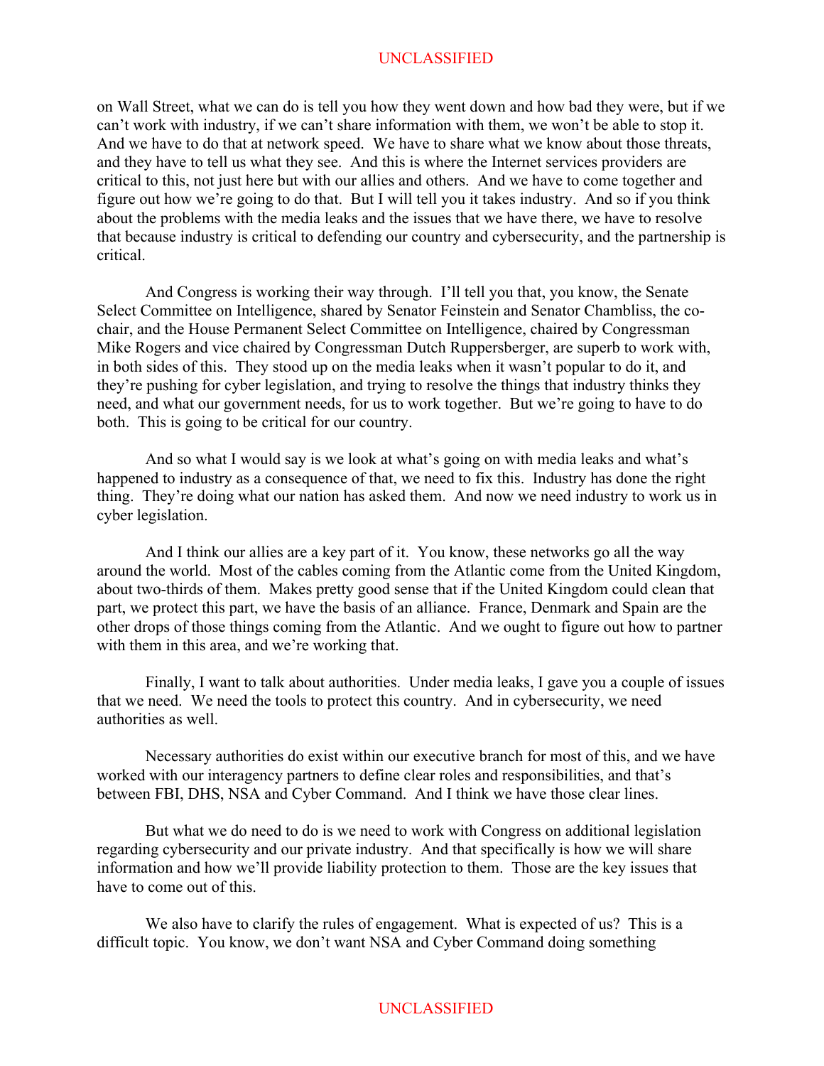on Wall Street, what we can do is tell you how they went down and how bad they were, but if we can't work with industry, if we can't share information with them, we won't be able to stop it. And we have to do that at network speed. We have to share what we know about those threats, and they have to tell us what they see. And this is where the Internet services providers are critical to this, not just here but with our allies and others. And we have to come together and figure out how we're going to do that. But I will tell you it takes industry. And so if you think about the problems with the media leaks and the issues that we have there, we have to resolve that because industry is critical to defending our country and cybersecurity, and the partnership is critical.

And Congress is working their way through. I'll tell you that, you know, the Senate Select Committee on Intelligence, shared by Senator Feinstein and Senator Chambliss, the co-chair, and the House Permanent Select Committee on Intelligence, chaired by Congressman Mike Rogers and vice chaired by Congressman Dutch Ruppersberger, are superb to work with, in both sides of this. They stood up on the media leaks when it wasn't popular to do it, and they're pushing for cyber legislation, and trying to resolve the things that industry thinks they need, and what our government needs, for us to work together. But we're going to have to do both. This is going to be critical for our country.

And so what I would say is we look at what's going on with media leaks and what's happened to industry as a consequence of that, we need to fix this. Industry has done the right thing. They're doing what our nation has asked them. And now we need industry to work us in cyber legislation.

And I think our allies are a key part of it. You know, these networks go all the way around the world. Most of the cables coming from the Atlantic come from the United Kingdom, about two-thirds of them. Makes pretty good sense that if the United Kingdom could clean that part, we protect this part, we have the basis of an alliance. France, Denmark and Spain are the other drops of those things coming from the Atlantic. And we ought to figure out how to partner with them in this area, and we're working that.

Finally, I want to talk about authorities. Under media leaks, I gave you a couple of issues that we need. We need the tools to protect this country. And in cybersecurity, we need authorities as well.

Necessary authorities do exist within our executive branch for most of this, and we have worked with our interagency partners to define clear roles and responsibilities, and that's between FBI, DHS, NSA and Cyber Command. And I think we have those clear lines.

But what we do need to do is we need to work with Congress on additional legislation regarding cybersecurity and our private industry. And that specifically is how we will share information and how we'll provide liability protection to them. Those are the key issues that have to come out of this.

We also have to clarify the rules of engagement. What is expected of us? This is a difficult topic. You know, we don't want NSA and Cyber Command doing something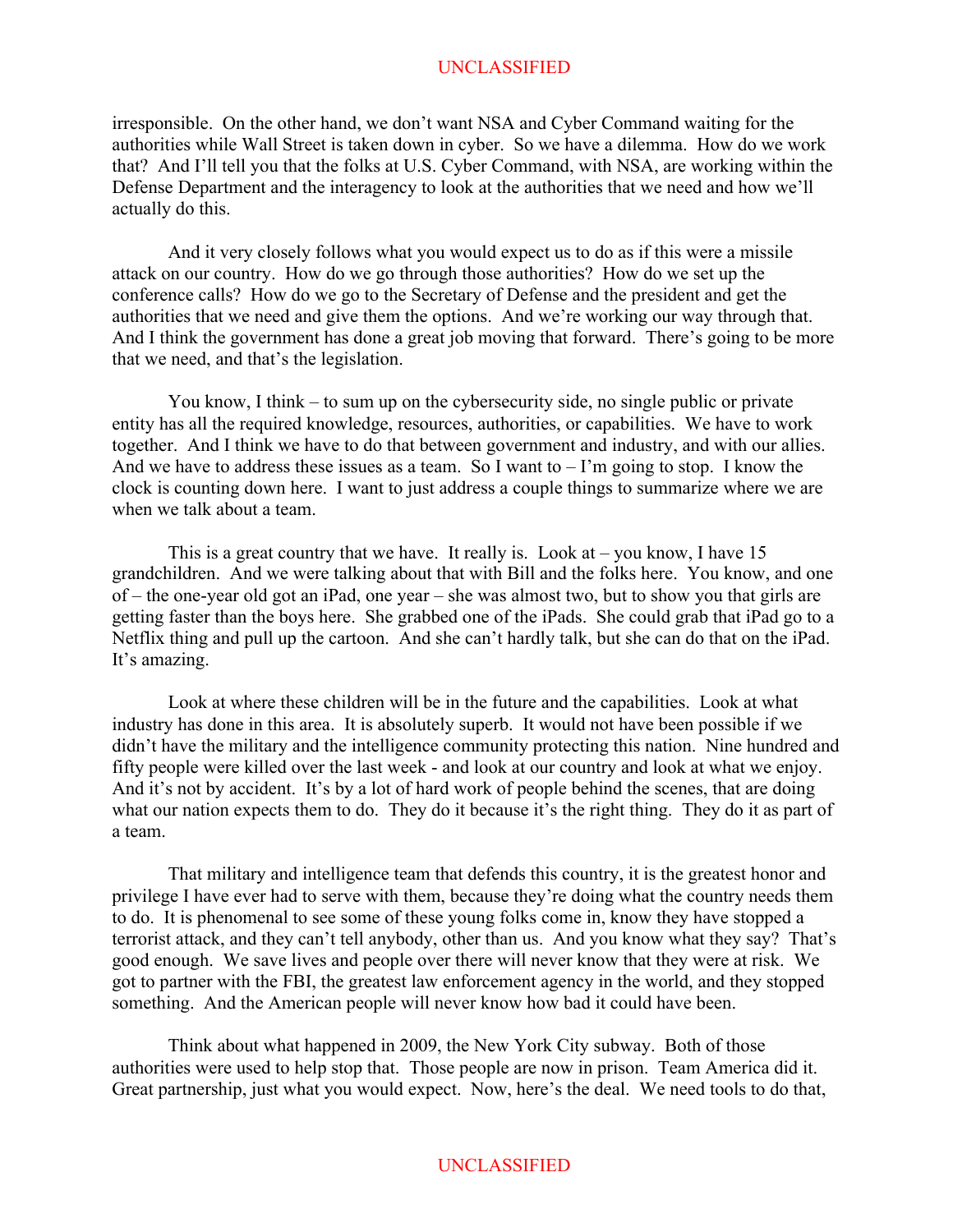irresponsible. On the other hand, we don't want NSA and Cyber Command waiting for the authorities while Wall Street is taken down in cyber. So we have a dilemma. How do we work that? And I'll tell you that the folks at U.S. Cyber Command, with NSA, are working within the Defense Department and the interagency to look at the authorities that we need and how we'll actually do this.

And it very closely follows what you would expect us to do as if this were a missile attack on our country. How do we go through those authorities? How do we set up the conference calls? How do we go to the Secretary of Defense and the president and get the authorities that we need and give them the options. And we're working our way through that. And I think the government has done a great job moving that forward. There's going to be more that we need, and that's the legislation.

You know, I think – to sum up on the cybersecurity side, no single public or private entity has all the required knowledge, resources, authorities, or capabilities. We have to work together. And I think we have to do that between government and industry, and with our allies. And we have to address these issues as a team. So I want to – I'm going to stop. I know the clock is counting down here. I want to just address a couple things to summarize where we are when we talk about a team.

This is a great country that we have. It really is. Look at – you know, I have 15 grandchildren. And we were talking about that with Bill and the folks here. You know, and one of – the one-year old got an iPad, one year – she was almost two, but to show you that girls are getting faster than the boys here. She grabbed one of the iPads. She could grab that iPad go to a Netflix thing and pull up the cartoon. And she can't hardly talk, but she can do that on the iPad. It's amazing.

Look at where these children will be in the future and the capabilities. Look at what industry has done in this area. It is absolutely superb. It would not have been possible if we didn't have the military and the intelligence community protecting this nation. Nine hundred and fifty people were killed over the last week - and look at our country and look at what we enjoy. And it's not by accident. It's by a lot of hard work of people behind the scenes, that are doing what our nation expects them to do. They do it because it's the right thing. They do it as part of a team.

That military and intelligence team that defends this country, it is the greatest honor and privilege I have ever had to serve with them, because they're doing what the country needs them to do. It is phenomenal to see some of these young folks come in, know they have stopped a terrorist attack, and they can't tell anybody, other than us. And you know what they say? That's good enough. We save lives and people over there will never know that they were at risk. We got to partner with the FBI, the greatest law enforcement agency in the world, and they stopped something. And the American people will never know how bad it could have been.

Think about what happened in 2009, the New York City subway. Both of those authorities were used to help stop that. Those people are now in prison. Team America did it. Great partnership, just what you would expect. Now, here's the deal. We need tools to do that,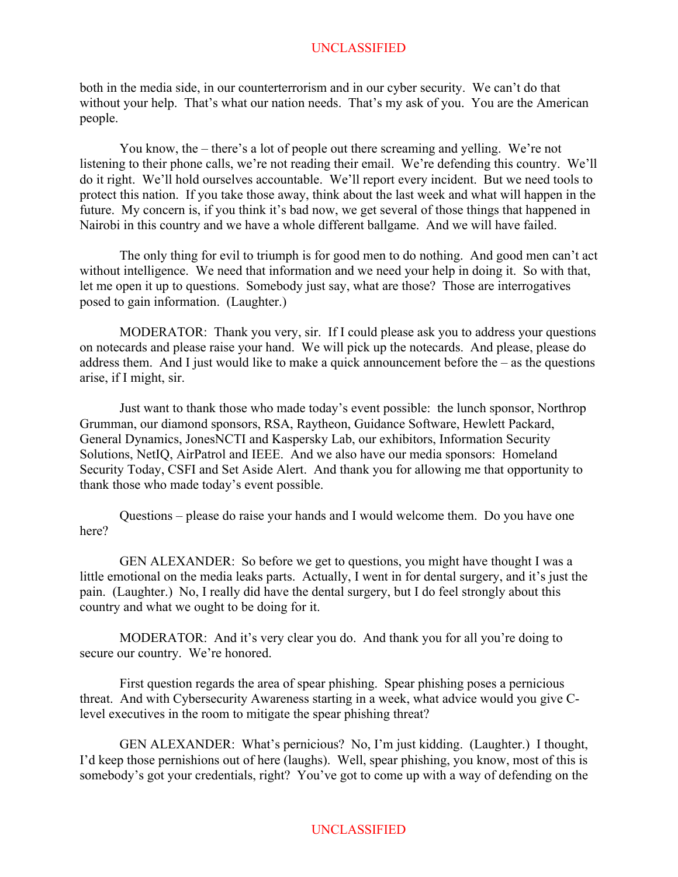both in the media side, in our counterterrorism and in our cyber security. We can't do that without your help. That's what our nation needs. That's my ask of you. You are the American people.

You know, the – there's a lot of people out there screaming and yelling. We're not listening to their phone calls, we're not reading their email. We're defending this country. We'll do it right. We'll hold ourselves accountable. We'll report every incident. But we need tools to protect this nation. If you take those away, think about the last week and what will happen in the future. My concern is, if you think it's bad now, we get several of those things that happened in Nairobi in this country and we have a whole different ballgame. And we will have failed.

The only thing for evil to triumph is for good men to do nothing. And good men can't act without intelligence. We need that information and we need your help in doing it. So with that, let me open it up to questions. Somebody just say, what are those? Those are interrogatives posed to gain information. (Laughter.)

MODERATOR: Thank you very, sir. If I could please ask you to address your questions on notecards and please raise your hand. We will pick up the notecards. And please, please do address them. And I just would like to make a quick announcement before the – as the questions arise, if I might, sir.

Just want to thank those who made today's event possible: the lunch sponsor, Northrop Grumman, our diamond sponsors, RSA, Raytheon, Guidance Software, Hewlett Packard, General Dynamics, JonesNCTI and Kaspersky Lab, our exhibitors, Information Security Solutions, NetIQ, AirPatrol and IEEE. And we also have our media sponsors: Homeland Security Today, CSFI and Set Aside Alert. And thank you for allowing me that opportunity to thank those who made today's event possible.

Questions – please do raise your hands and I would welcome them. Do you have one here?

GEN ALEXANDER: So before we get to questions, you might have thought I was a little emotional on the media leaks parts. Actually, I went in for dental surgery, and it's just the pain. (Laughter.) No, I really did have the dental surgery, but I do feel strongly about this country and what we ought to be doing for it.

MODERATOR: And it's very clear you do. And thank you for all you're doing to secure our country. We're honored.

First question regards the area of spear phishing. Spear phishing poses a pernicious threat. And with Cybersecurity Awareness starting in a week, what advice would you give C-level executives in the room to mitigate the spear phishing threat?

GEN ALEXANDER: What's pernicious? No, I'm just kidding. (Laughter.) I thought, I'd keep those pernishions out of here (laughs). Well, spear phishing, you know, most of this is somebody's got your credentials, right? You've got to come up with a way of defending on the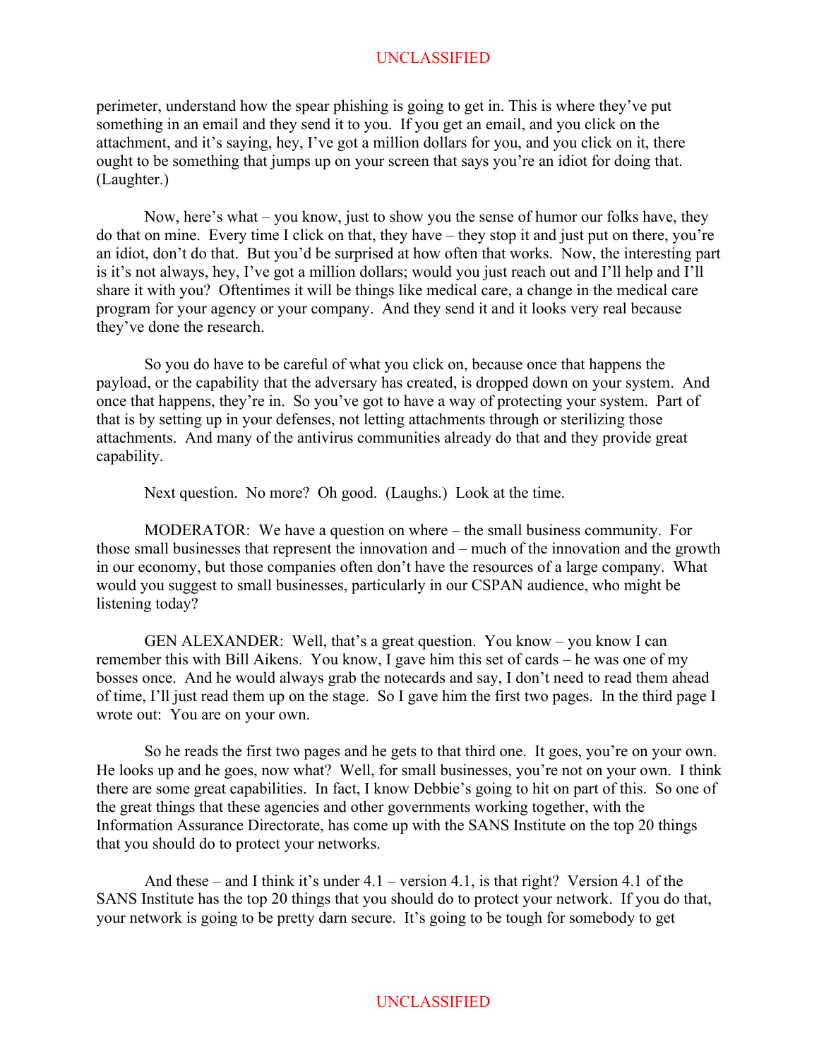perimeter, understand how the spear phishing is going to get in. This is where they've put something in an email and they send it to you. If you get an email, and you click on the attachment, and it's saying, hey, I've got a million dollars for you, and you click on it, there ought to be something that jumps up on your screen that says you're an idiot for doing that. (Laughter.)

Now, here's what – you know, just to show you the sense of humor our folks have, they do that on mine. Every time I click on that, they have – they stop it and just put on there, you're an idiot, don't do that. But you'd be surprised at how often that works. Now, the interesting part is it's not always, hey, I've got a million dollars; would you just reach out and I'll help and I'll share it with you? Oftentimes it will be things like medical care, a change in the medical care program for your agency or your company. And they send it and it looks very real because they've done the research.

So you do have to be careful of what you click on, because once that happens the payload, or the capability that the adversary has created, is dropped down on your system. And once that happens, they're in. So you've got to have a way of protecting your system. Part of that is by setting up in your defenses, not letting attachments through or sterilizing those attachments. And many of the antivirus communities already do that and they provide great capability.

Next question. No more? Oh good. (Laughs.) Look at the time.

MODERATOR: We have a question on where – the small business community. For those small businesses that represent the innovation and – much of the innovation and the growth in our economy, but those companies often don't have the resources of a large company. What would you suggest to small businesses, particularly in our CSPAN audience, who might be listening today?

GEN ALEXANDER: Well, that's a great question. You know – you know I can remember this with Bill Aikens. You know, I gave him this set of cards – he was one of my bosses once. And he would always grab the notecards and say, I don't need to read them ahead of time, I'll just read them up on the stage. So I gave him the first two pages. In the third page I wrote out: You are on your own.

So he reads the first two pages and he gets to that third one. It goes, you're on your own. He looks up and he goes, now what? Well, for small businesses, you're not on your own. I think there are some great capabilities. In fact, I know Debbie's going to hit on part of this. So one of the great things that these agencies and other governments working together, with the Information Assurance Directorate, has come up with the SANS Institute on the top 20 things that you should do to protect your networks.

And these – and I think it's under 4.1 – version 4.1, is that right? Version 4.1 of the SANS Institute has the top 20 things that you should do to protect your network. If you do that, your network is going to be pretty darn secure. It's going to be tough for somebody to get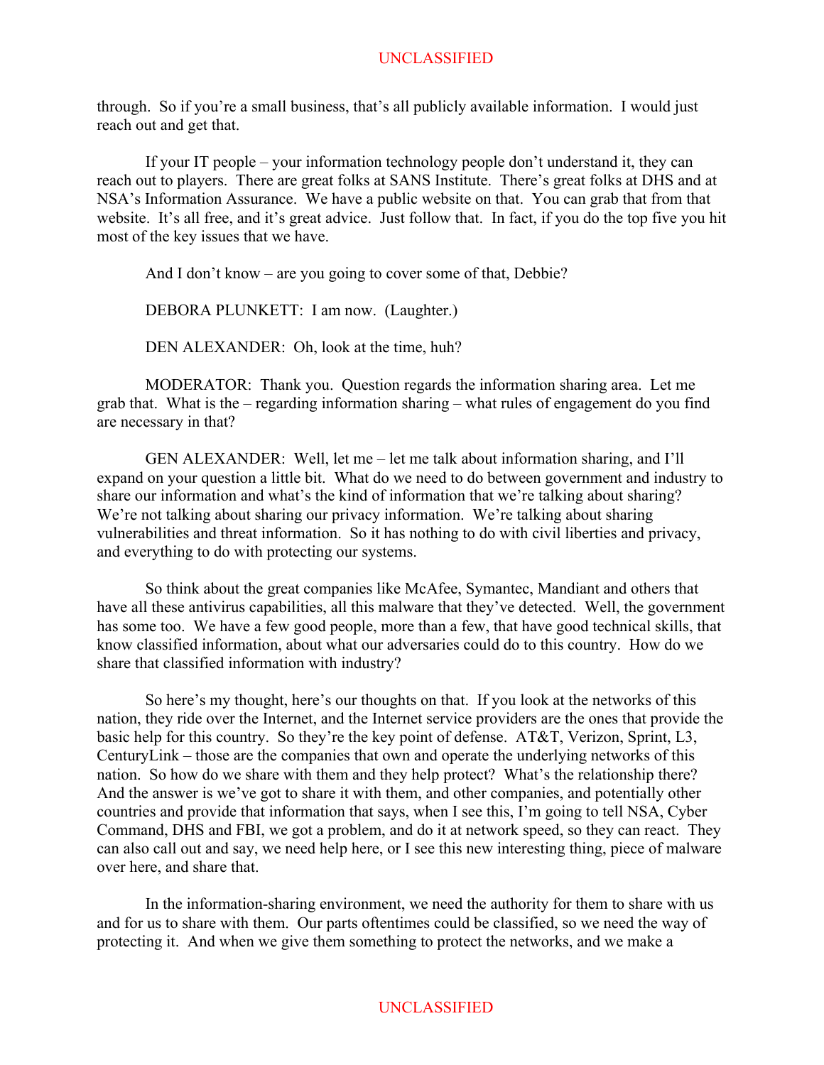through. So if you're a small business, that's all publicly available information. I would just reach out and get that.

If your IT people – your information technology people don't understand it, they can reach out to players. There are great folks at SANS Institute. There's great folks at DHS and at NSA's Information Assurance. We have a public website on that. You can grab that from that website. It's all free, and it's great advice. Just follow that. In fact, if you do the top five you hit most of the key issues that we have.

And I don't know – are you going to cover some of that, Debbie?

DEBORA PLUNKETT: I am now. (Laughter.)

DEN ALEXANDER: Oh, look at the time, huh?

MODERATOR: Thank you. Question regards the information sharing area. Let me grab that. What is the – regarding information sharing – what rules of engagement do you find are necessary in that?

GEN ALEXANDER: Well, let me – let me talk about information sharing, and I'll expand on your question a little bit. What do we need to do between government and industry to share our information and what's the kind of information that we're talking about sharing? We're not talking about sharing our privacy information. We're talking about sharing vulnerabilities and threat information. So it has nothing to do with civil liberties and privacy, and everything to do with protecting our systems.

So think about the great companies like McAfee, Symantec, Mandiant and others that have all these antivirus capabilities, all this malware that they've detected. Well, the government has some too. We have a few good people, more than a few, that have good technical skills, that know classified information, about what our adversaries could do to this country. How do we share that classified information with industry?

So here's my thought, here's our thoughts on that. If you look at the networks of this nation, they ride over the Internet, and the Internet service providers are the ones that provide the basic help for this country. So they're the key point of defense. AT&T, Verizon, Sprint, L3, CenturyLink – those are the companies that own and operate the underlying networks of this nation. So how do we share with them and they help protect? What's the relationship there? And the answer is we've got to share it with them, and other companies, and potentially other countries and provide that information that says, when I see this, I'm going to tell NSA, Cyber Command, DHS and FBI, we got a problem, and do it at network speed, so they can react. They can also call out and say, we need help here, or I see this new interesting thing, piece of malware over here, and share that.

In the information-sharing environment, we need the authority for them to share with us and for us to share with them. Our parts oftentimes could be classified, so we need the way of protecting it. And when we give them something to protect the networks, and we make a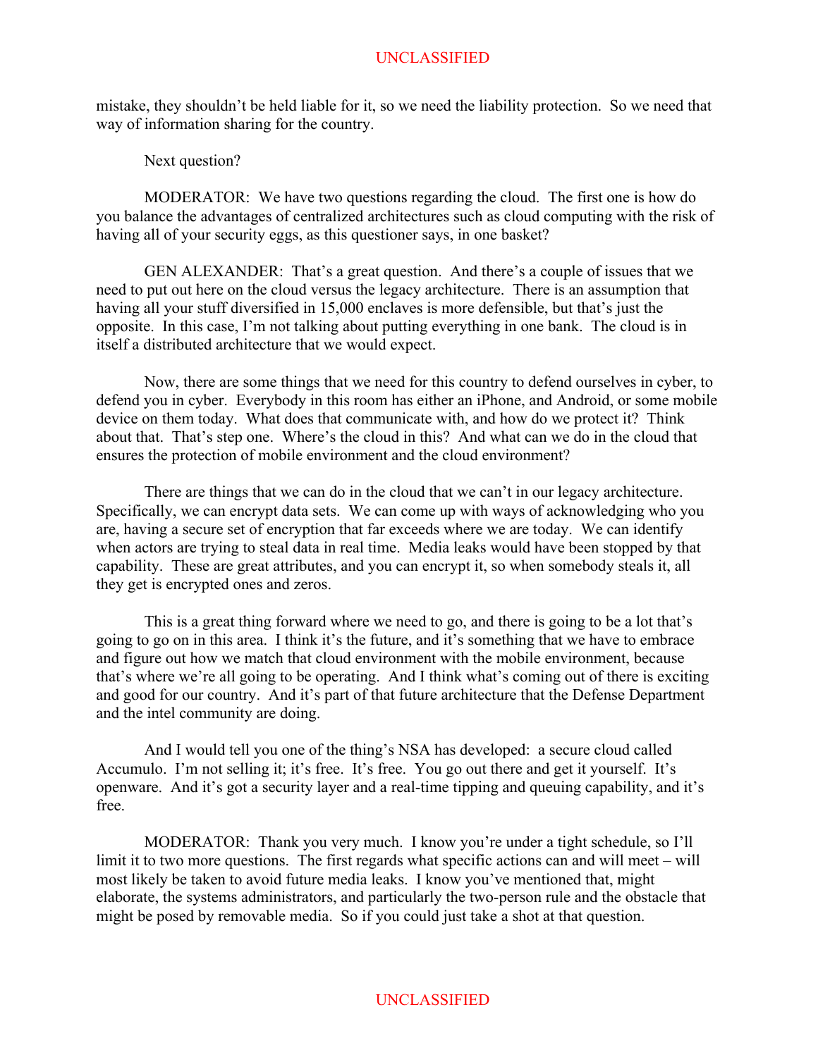mistake, they shouldn't be held liable for it, so we need the liability protection. So we need that way of information sharing for the country.

Next question?

MODERATOR: We have two questions regarding the cloud. The first one is how do you balance the advantages of centralized architectures such as cloud computing with the risk of having all of your security eggs, as this questioner says, in one basket?

GEN ALEXANDER: That's a great question. And there's a couple of issues that we need to put out here on the cloud versus the legacy architecture. There is an assumption that having all your stuff diversified in 15,000 enclaves is more defensible, but that's just the opposite. In this case, I'm not talking about putting everything in one bank. The cloud is in itself a distributed architecture that we would expect.

Now, there are some things that we need for this country to defend ourselves in cyber, to defend you in cyber. Everybody in this room has either an iPhone, and Android, or some mobile device on them today. What does that communicate with, and how do we protect it? Think about that. That's step one. Where's the cloud in this? And what can we do in the cloud that ensures the protection of mobile environment and the cloud environment?

There are things that we can do in the cloud that we can't in our legacy architecture. Specifically, we can encrypt data sets. We can come up with ways of acknowledging who you are, having a secure set of encryption that far exceeds where we are today. We can identify when actors are trying to steal data in real time. Media leaks would have been stopped by that capability. These are great attributes, and you can encrypt it, so when somebody steals it, all they get is encrypted ones and zeros.

This is a great thing forward where we need to go, and there is going to be a lot that's going to go on in this area. I think it's the future, and it's something that we have to embrace and figure out how we match that cloud environment with the mobile environment, because that's where we're all going to be operating. And I think what's coming out of there is exciting and good for our country. And it's part of that future architecture that the Defense Department and the intel community are doing.

And I would tell you one of the thing's NSA has developed: a secure cloud called Accumulo. I'm not selling it; it's free. It's free. You go out there and get it yourself. It's openware. And it's got a security layer and a real-time tipping and queuing capability, and it's free.

MODERATOR: Thank you very much. I know you're under a tight schedule, so I'll limit it to two more questions. The first regards what specific actions can and will meet – will most likely be taken to avoid future media leaks. I know you've mentioned that, might elaborate, the systems administrators, and particularly the two-person rule and the obstacle that might be posed by removable media. So if you could just take a shot at that question.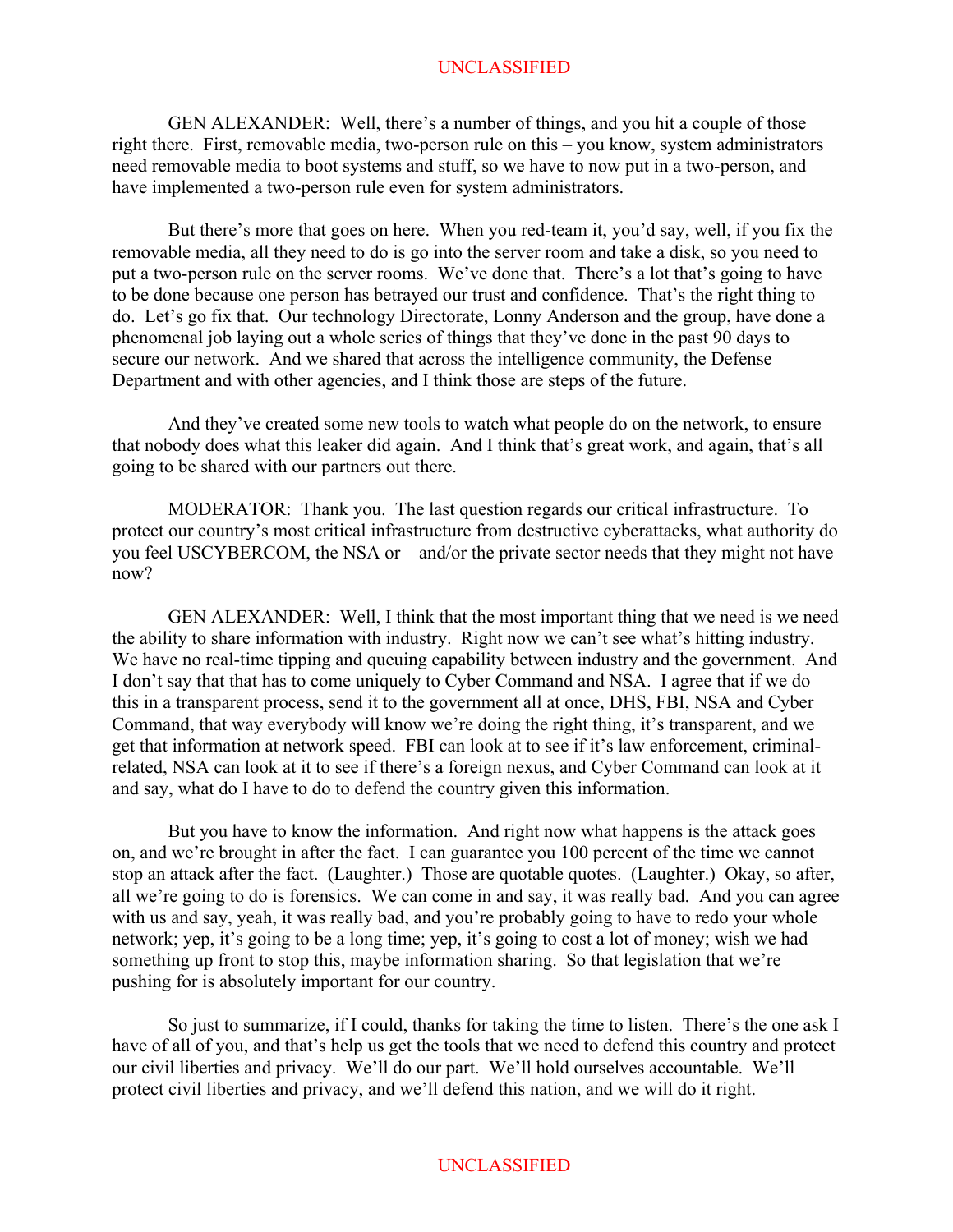GEN ALEXANDER: Well, there's a number of things, and you hit a couple of those right there. First, removable media, two-person rule on this – you know, system administrators need removable media to boot systems and stuff, so we have to now put in a two-person, and have implemented a two-person rule even for system administrators.

But there's more that goes on here. When you red-team it, you'd say, well, if you fix the removable media, all they need to do is go into the server room and take a disk, so you need to put a two-person rule on the server rooms. We've done that. There's a lot that's going to have to be done because one person has betrayed our trust and confidence. That's the right thing to do. Let's go fix that. Our technology Directorate, Lonny Anderson and the group, have done a phenomenal job laying out a whole series of things that they've done in the past 90 days to secure our network. And we shared that across the intelligence community, the Defense Department and with other agencies, and I think those are steps of the future.

And they've created some new tools to watch what people do on the network, to ensure that nobody does what this leaker did again. And I think that's great work, and again, that's all going to be shared with our partners out there.

MODERATOR: Thank you. The last question regards our critical infrastructure. To protect our country's most critical infrastructure from destructive cyberattacks, what authority do you feel USCYBERCOM, the NSA or – and/or the private sector needs that they might not have now?

GEN ALEXANDER: Well, I think that the most important thing that we need is we need the ability to share information with industry. Right now we can't see what's hitting industry. We have no real-time tipping and queuing capability between industry and the government. And I don't say that that has to come uniquely to Cyber Command and NSA. I agree that if we do this in a transparent process, send it to the government all at once, DHS, FBI, NSA and Cyber Command, that way everybody will know we're doing the right thing, it's transparent, and we get that information at network speed. FBI can look at to see if it's law enforcement, criminal-related, NSA can look at it to see if there's a foreign nexus, and Cyber Command can look at it and say, what do I have to do to defend the country given this information.

But you have to know the information. And right now what happens is the attack goes on, and we're brought in after the fact. I can guarantee you 100 percent of the time we cannot stop an attack after the fact. (Laughter.) Those are quotable quotes. (Laughter.) Okay, so after, all we're going to do is forensics. We can come in and say, it was really bad. And you can agree with us and say, yeah, it was really bad, and you're probably going to have to redo your whole network; yep, it's going to be a long time; yep, it's going to cost a lot of money; wish we had something up front to stop this, maybe information sharing. So that legislation that we're pushing for is absolutely important for our country.

So just to summarize, if I could, thanks for taking the time to listen. There's the one ask I have of all of you, and that's help us get the tools that we need to defend this country and protect our civil liberties and privacy. We'll do our part. We'll hold ourselves accountable. We'll protect civil liberties and privacy, and we'll defend this nation, and we will do it right.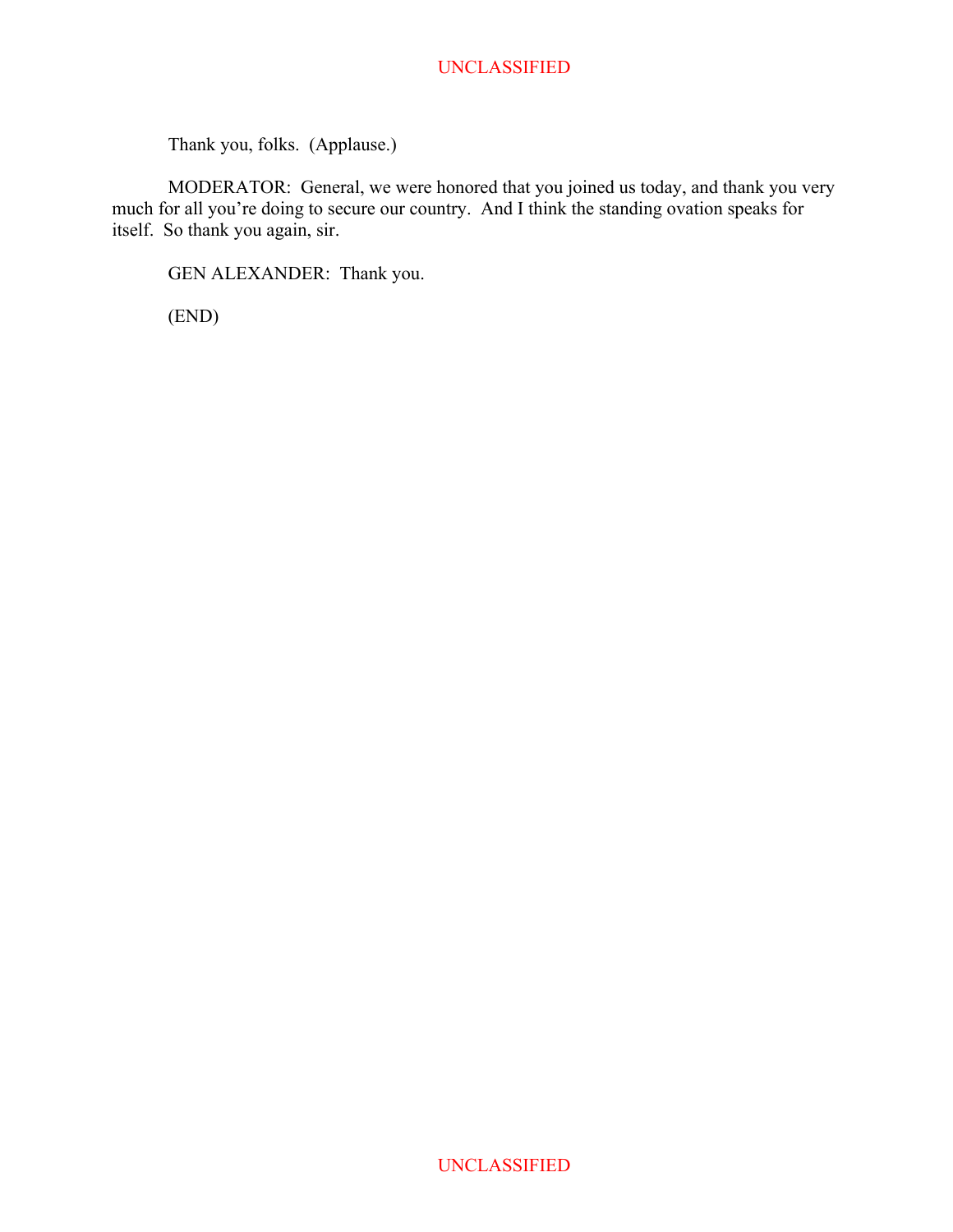Thank you, folks. (Applause.)

MODERATOR: General, we were honored that you joined us today, and thank you very much for all you're doing to secure our country. And I think the standing ovation speaks for itself. So thank you again, sir.

GEN ALEXANDER: Thank you.

(END)